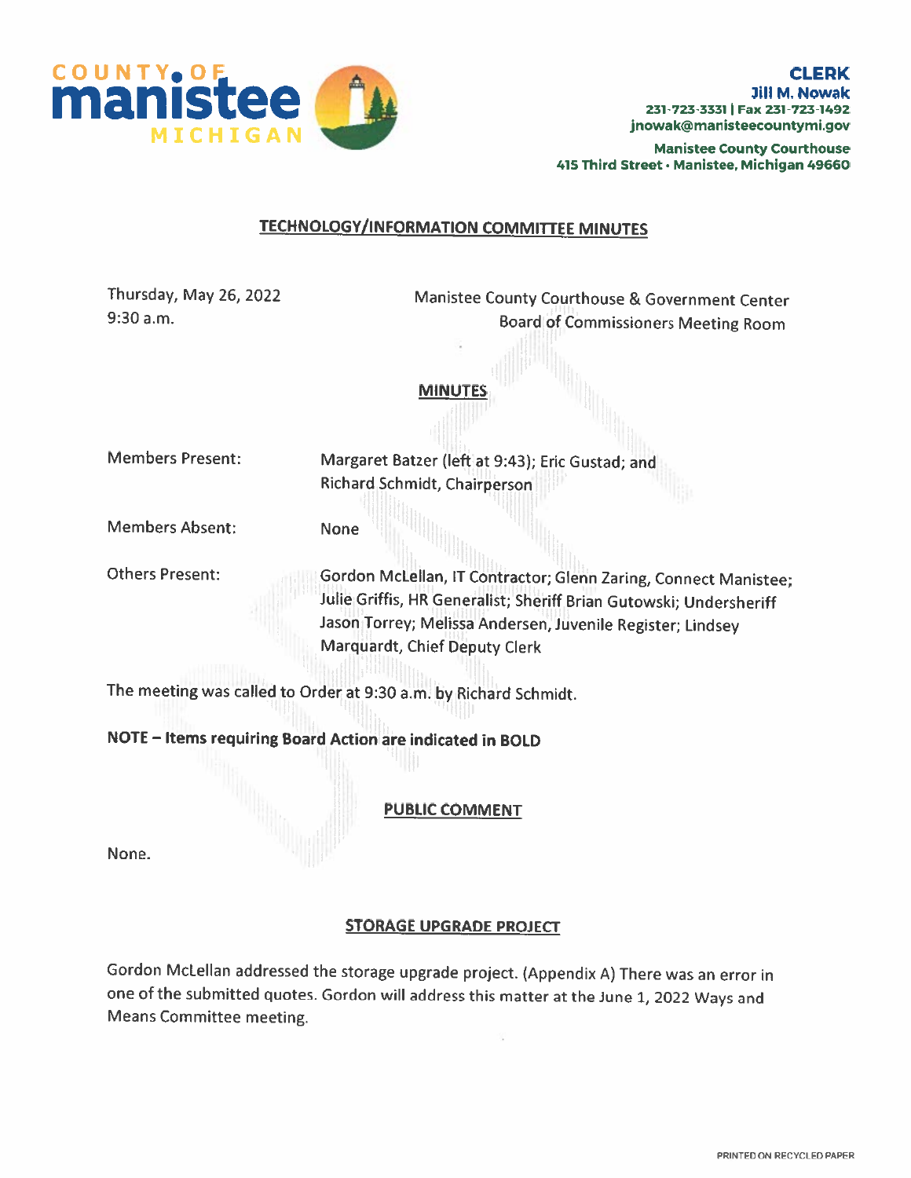COUNTY OF manistee MICHIGAN

**CLERK**
**Jill M. Nowak**
231-723-3331 | Fax 231-723-1492
jnowak@manisteecountymi.gov

**Manistee County Courthouse**
**415 Third Street · Manistee, Michigan 49660**

## TECHNOLOGY/INFORMATION COMMITTEE MINUTES

Thursday, May 26, 2022
9:30 a.m.

Manistee County Courthouse & Government Center
Board of Commissioners Meeting Room

## MINUTES

Members Present: Margaret Batzer (left at 9:43); Eric Gustad; and Richard Schmidt, Chairperson

Members Absent: None

Others Present: Gordon McLellan, IT Contractor; Glenn Zaring, Connect Manistee; Julie Griffis, HR Generalist; Sheriff Brian Gutowski; Undersheriff Jason Torrey; Melissa Andersen, Juvenile Register; Lindsey Marquardt, Chief Deputy Clerk

The meeting was called to Order at 9:30 a.m. by Richard Schmidt.

**NOTE – Items requiring Board Action are indicated in BOLD**

## PUBLIC COMMENT

None.

## STORAGE UPGRADE PROJECT

Gordon McLellan addressed the storage upgrade project. (Appendix A) There was an error in one of the submitted quotes. Gordon will address this matter at the June 1, 2022 Ways and Means Committee meeting.

PRINTED ON RECYCLED PAPER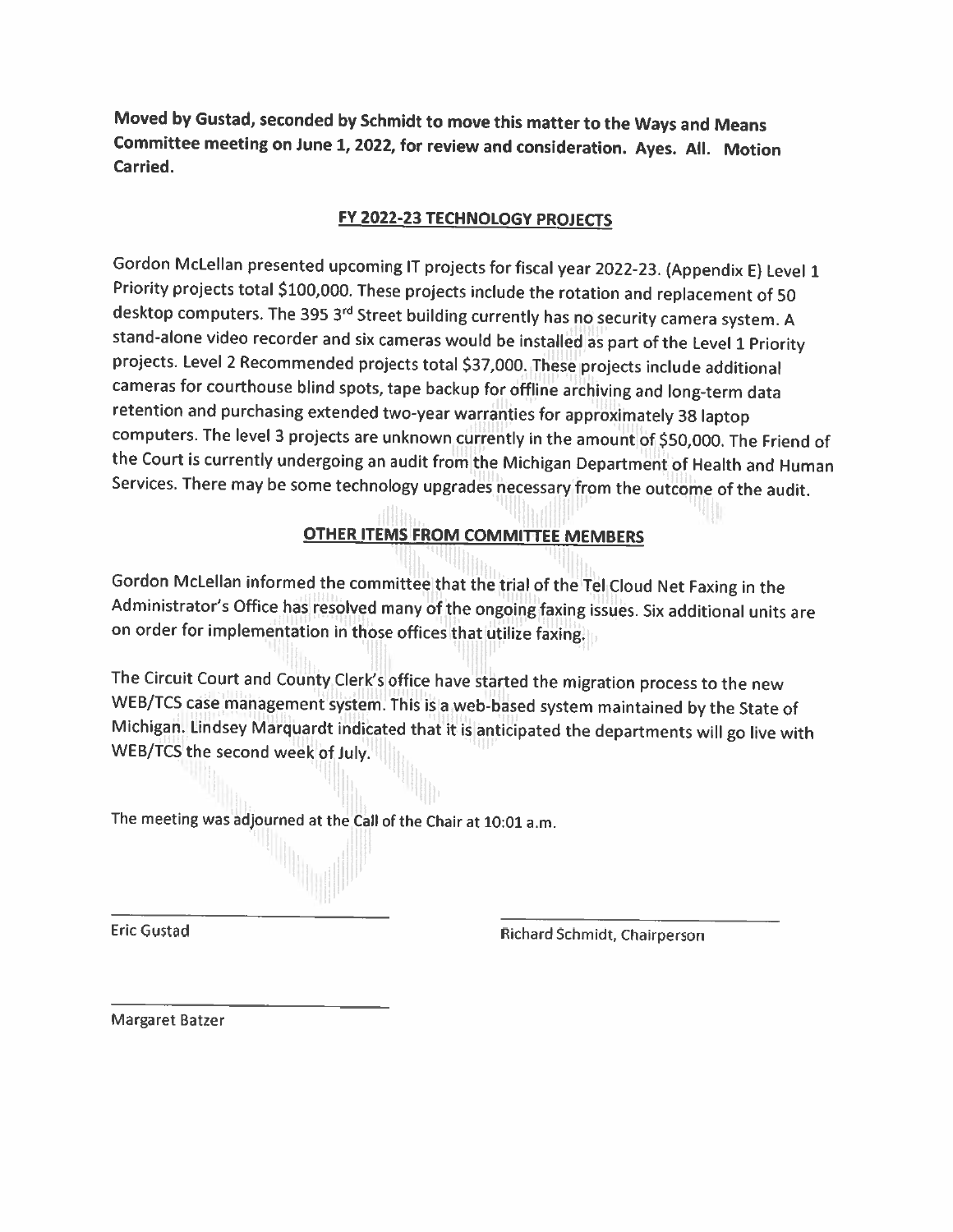**Moved by Gustad, seconded by Schmidt to move this matter to the Ways and Means Committee meeting on June 1, 2022, for review and consideration. Ayes. All. Motion Carried.**

## FY 2022-23 TECHNOLOGY PROJECTS

Gordon McLellan presented upcoming IT projects for fiscal year 2022-23. (Appendix E) Level 1 Priority projects total $100,000. These projects include the rotation and replacement of 50 desktop computers. The 395 3rd Street building currently has no security camera system. A stand-alone video recorder and six cameras would be installed as part of the Level 1 Priority projects. Level 2 Recommended projects total $37,000. These projects include additional cameras for courthouse blind spots, tape backup for offline archiving and long-term data retention and purchasing extended two-year warranties for approximately 38 laptop computers. The level 3 projects are unknown currently in the amount of $50,000. The Friend of the Court is currently undergoing an audit from the Michigan Department of Health and Human Services. There may be some technology upgrades necessary from the outcome of the audit.

## OTHER ITEMS FROM COMMITTEE MEMBERS

Gordon McLellan informed the committee that the trial of the Tel Cloud Net Faxing in the Administrator's Office has resolved many of the ongoing faxing issues. Six additional units are on order for implementation in those offices that utilize faxing.

The Circuit Court and County Clerk's office have started the migration process to the new WEB/TCS case management system. This is a web-based system maintained by the State of Michigan. Lindsey Marquardt indicated that it is anticipated the departments will go live with WEB/TCS the second week of July.

The meeting was adjourned at the Call of the Chair at 10:01 a.m.

\_\_\_\_\_\_\_\_\_\_\_\_\_\_\_\_\_\_\_\_\_\_\_\_\_\_
Eric Gustad

\_\_\_\_\_\_\_\_\_\_\_\_\_\_\_\_\_\_\_\_\_\_\_\_\_\_
Richard Schmidt, Chairperson

\_\_\_\_\_\_\_\_\_\_\_\_\_\_\_\_\_\_\_\_\_\_\_\_\_\_
Margaret Batzer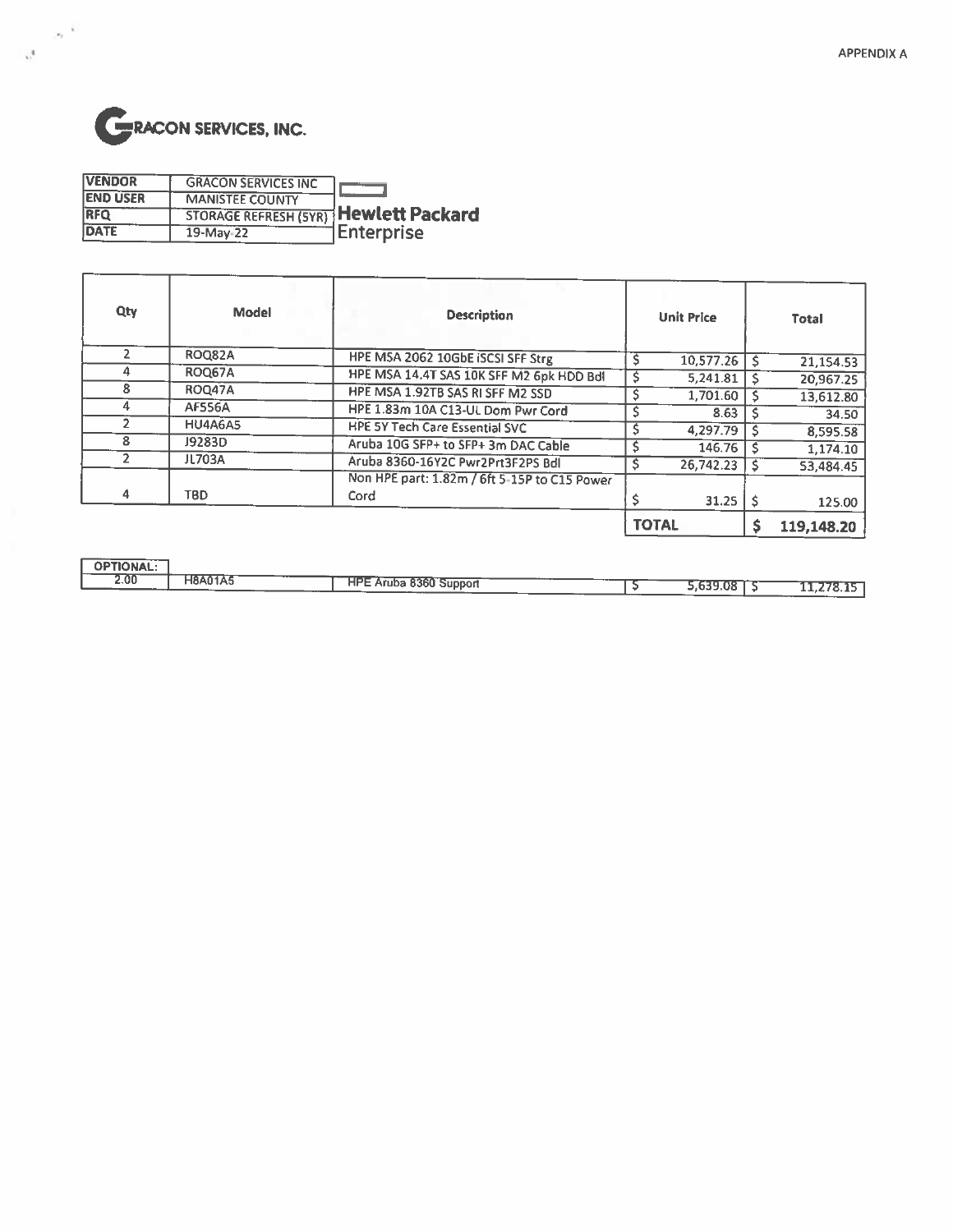APPENDIX A

**GRACON SERVICES, INC.**

| | |
|---|---|
| **VENDOR** | GRACON SERVICES INC |
| **END USER** | MANISTEE COUNTY |
| **RFQ** | STORAGE REFRESH (5YR) |
| **DATE** | 19-May-22 |

**Hewlett Packard Enterprise**

| Qty | Model | Description | Unit Price | Total |
|---|---|---|---|---|
| 2 | ROQ82A | HPE MSA 2062 10GbE iSCSI SFF Strg | $ 10,577.26 | $ 21,154.53 |
| 4 | ROQ67A | HPE MSA 14.4T SAS 10K SFF M2 6pk HDD Bdl | $ 5,241.81 | $ 20,967.25 |
| 8 | ROQ47A | HPE MSA 1.92TB SAS RI SFF M2 SSD | $ 1,701.60 | $ 13,612.80 |
| 4 | AF556A | HPE 1.83m 10A C13-UL Dom Pwr Cord | $ 8.63 | $ 34.50 |
| 2 | HU4A6A5 | HPE 5Y Tech Care Essential SVC | $ 4,297.79 | $ 8,595.58 |
| 8 | J9283D | Aruba 10G SFP+ to SFP+ 3m DAC Cable | $ 146.76 | $ 1,174.10 |
| 2 | JL703A | Aruba 8360-16Y2C Pwr2Prt3F2PS Bdl | $ 26,742.23 | $ 53,484.45 |
| 4 | TBD | Non HPE part: 1.82m / 6ft 5-15P to C15 Power Cord | $ 31.25 | $ 125.00 |
| | | | **TOTAL** | **$ 119,148.20** |

| OPTIONAL: | | | | |
|---|---|---|---|---|
| 2.00 | H8A01A5 | HPE Aruba 8360 Support | $ 5,639.08 | $ 11,278.15 |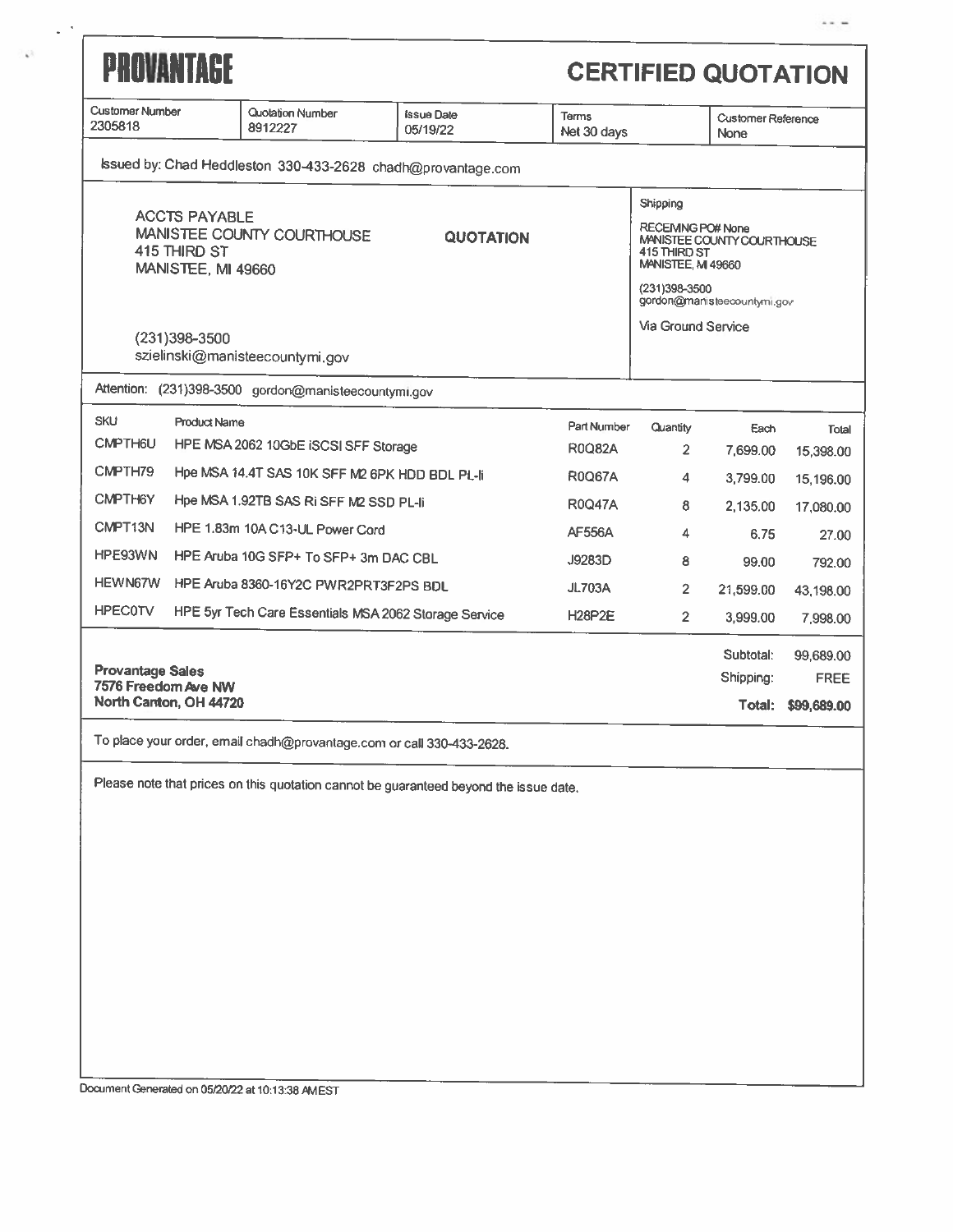# PROVANTAGE

# CERTIFIED QUOTATION

| Customer Number | Quotation Number | Issue Date | Terms | Customer Reference |
|---|---|---|---|---|
| 2305818 | 8912227 | 05/19/22 | Net 30 days | None |

Issued by: Chad Heddleston 330-433-2628 chadh@provantage.com

ACCTS PAYABLE
MANISTEE COUNTY COURTHOUSE
415 THIRD ST
MANISTEE, MI 49660

**QUOTATION**

(231)398-3500
szielinski@manisteecountymi.gov

Shipping

RECEIVING PO# None
MANISTEE COUNTY COURTHOUSE
415 THIRD ST
MANISTEE, MI 49660

(231)398-3500
gordon@manisteecountymi.gov

Via Ground Service

Attention: (231)398-3500 gordon@manisteecountymi.gov

| SKU | Product Name | Part Number | Quantity | Each | Total |
|---|---|---|---|---|---|
| CMPTH6U | HPE MSA 2062 10GbE iSCSI SFF Storage | R0Q82A | 2 | 7,699.00 | 15,398.00 |
| CMPTH79 | Hpe MSA 14.4T SAS 10K SFF M2 6PK HDD BDL PL-li | R0Q67A | 4 | 3,799.00 | 15,196.00 |
| CMPTH6Y | Hpe MSA 1.92TB SAS Ri SFF M2 SSD PL-li | R0Q47A | 8 | 2,135.00 | 17,080.00 |
| CMPT13N | HPE 1.83m 10A C13-UL Power Cord | AF556A | 4 | 6.75 | 27.00 |
| HPE93WN | HPE Aruba 10G SFP+ To SFP+ 3m DAC CBL | J9283D | 8 | 99.00 | 792.00 |
| HEWN67W | HPE Aruba 8360-16Y2C PWR2PRT3F2PS BDL | JL703A | 2 | 21,599.00 | 43,198.00 |
| HPEC0TV | HPE 5yr Tech Care Essentials MSA 2062 Storage Service | H28P2E | 2 | 3,999.00 | 7,998.00 |

**Provantage Sales**
**7576 Freedom Ave NW**
**North Canton, OH 44720**

Subtotal: 99,689.00
Shipping: FREE
**Total: $99,689.00**

To place your order, email chadh@provantage.com or call 330-433-2628.

Please note that prices on this quotation cannot be guaranteed beyond the issue date.

Document Generated on 05/20/22 at 10:13:38 AMEST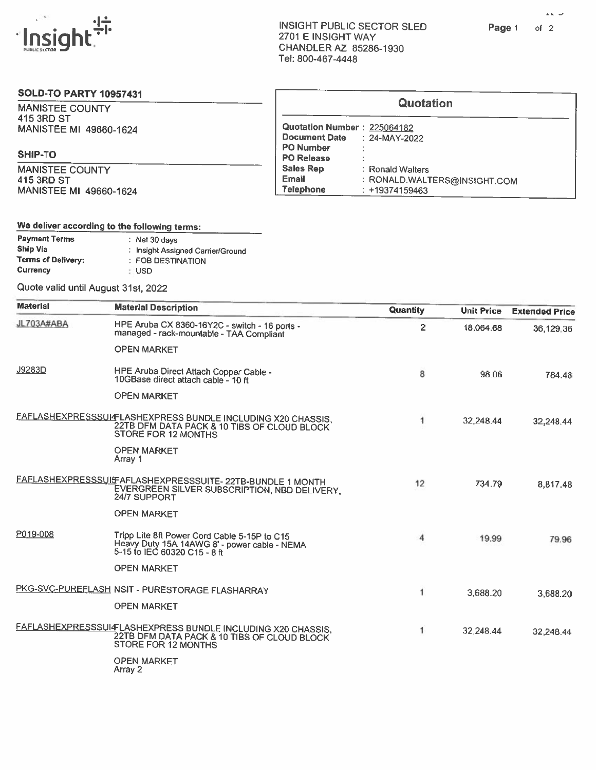Insight PUBLIC SECTOR

INSIGHT PUBLIC SECTOR SLED
2701 E INSIGHT WAY
CHANDLER AZ 85286-1930
Tel: 800-467-4448

**SOLD-TO PARTY 10957431**

MANISTEE COUNTY
415 3RD ST
MANISTEE MI 49660-1624

**SHIP-TO**

MANISTEE COUNTY
415 3RD ST
MANISTEE MI 49660-1624

## Quotation

| | |
|---|---|
| **Quotation Number** | : 225064182 |
| **Document Date** | : 24-MAY-2022 |
| **PO Number** | : |
| **PO Release** | : |
| **Sales Rep** | : Ronald Walters |
| **Email** | : RONALD.WALTERS@INSIGHT.COM |
| **Telephone** | : +19374159463 |

**We deliver according to the following terms:**

| | |
|---|---|
| **Payment Terms** | : Net 30 days |
| **Ship Via** | : Insight Assigned Carrier/Ground |
| **Terms of Delivery:** | : FOB DESTINATION |
| **Currency** | : USD |

Quote valid until August 31st, 2022

| Material | Material Description | Quantity | Unit Price | Extended Price |
|---|---|---|---|---|
| JL703A#ABA | HPE Aruba CX 8360-16Y2C - switch - 16 ports - managed - rack-mountable - TAA Compliant<br>OPEN MARKET | 2 | 18,064.68 | 36,129.36 |
| J9283D | HPE Aruba Direct Attach Copper Cable - 10GBase direct attach cable - 10 ft<br>OPEN MARKET | 8 | 98.06 | 784.48 |
| FAFLASHEXPRESSSUI | FLASHEXPRESS BUNDLE INCLUDING X20 CHASSIS, 22TB DFM DATA PACK & 10 TIBS OF CLOUD BLOCK STORE FOR 12 MONTHS<br>OPEN MARKET<br>Array 1 | 1 | 32,248.44 | 32,248.44 |
| FAFLASHEXPRESSSUI | FAFLASHEXPRESSSUITE- 22TB-BUNDLE 1 MONTH EVERGREEN SILVER SUBSCRIPTION, NBD DELIVERY, 24/7 SUPPORT<br>OPEN MARKET | 12 | 734.79 | 8,817.48 |
| P019-008 | Tripp Lite 8ft Power Cord Cable 5-15P to C15 Heavy Duty 15A 14AWG 8' - power cable - NEMA 5-15 to IEC 60320 C15 - 8 ft<br>OPEN MARKET | 4 | 19.99 | 79.96 |
| PKG-SVC-PUREFLASH | NSIT - PURESTORAGE FLASHARRAY<br>OPEN MARKET | 1 | 3,688.20 | 3,688.20 |
| FAFLASHEXPRESSSUI | FLASHEXPRESS BUNDLE INCLUDING X20 CHASSIS, 22TB DFM DATA PACK & 10 TIBS OF CLOUD BLOCK STORE FOR 12 MONTHS<br>OPEN MARKET<br>Array 2 | 1 | 32,248.44 | 32,248.44 |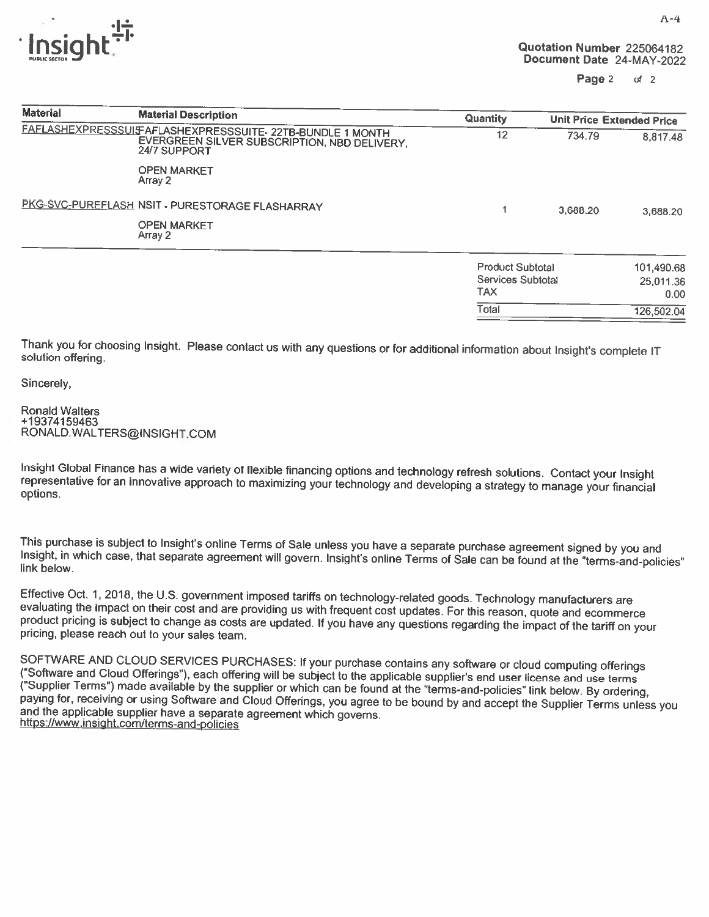Insight PUBLIC SECTOR

**Quotation Number** 225064182
**Document Date** 24-MAY-2022

| Material | Material Description | Quantity | Unit Price | Extended Price |
|---|---|---|---|---|
| FAFLASHEXPRESSSUIS | FAFLASHEXPRESSSUITE- 22TB-BUNDLE 1 MONTH EVERGREEN SILVER SUBSCRIPTION, NBD DELIVERY, 24/7 SUPPORT<br>OPEN MARKET<br>Array 2 | 12 | 734.79 | 8,817.48 |
| PKG-SVC-PUREFLASH | NSIT - PURESTORAGE FLASHARRAY<br>OPEN MARKET<br>Array 2 | 1 | 3,688.20 | 3,688.20 |

| | |
|---|---|
| Product Subtotal | 101,490.68 |
| Services Subtotal | 25,011.36 |
| TAX | 0.00 |
| Total | 126,502.04 |

Thank you for choosing Insight. Please contact us with any questions or for additional information about Insight's complete IT solution offering.

Sincerely,

Ronald Walters
+19374159463
RONALD.WALTERS@INSIGHT.COM

Insight Global Finance has a wide variety of flexible financing options and technology refresh solutions. Contact your Insight representative for an innovative approach to maximizing your technology and developing a strategy to manage your financial options.

This purchase is subject to Insight's online Terms of Sale unless you have a separate purchase agreement signed by you and Insight, in which case, that separate agreement will govern. Insight's online Terms of Sale can be found at the "terms-and-policies" link below.

Effective Oct. 1, 2018, the U.S. government imposed tariffs on technology-related goods. Technology manufacturers are evaluating the impact on their cost and are providing us with frequent cost updates. For this reason, quote and ecommerce product pricing is subject to change as costs are updated. If you have any questions regarding the impact of the tariff on your pricing, please reach out to your sales team.

SOFTWARE AND CLOUD SERVICES PURCHASES: If your purchase contains any software or cloud computing offerings ("Software and Cloud Offerings"), each offering will be subject to the applicable supplier's end user license and use terms ("Supplier Terms") made available by the supplier or which can be found at the "terms-and-policies" link below. By ordering, paying for, receiving or using Software and Cloud Offerings, you agree to be bound by and accept the Supplier Terms unless you and the applicable supplier have a separate agreement which governs.
https://www.insight.com/terms-and-policies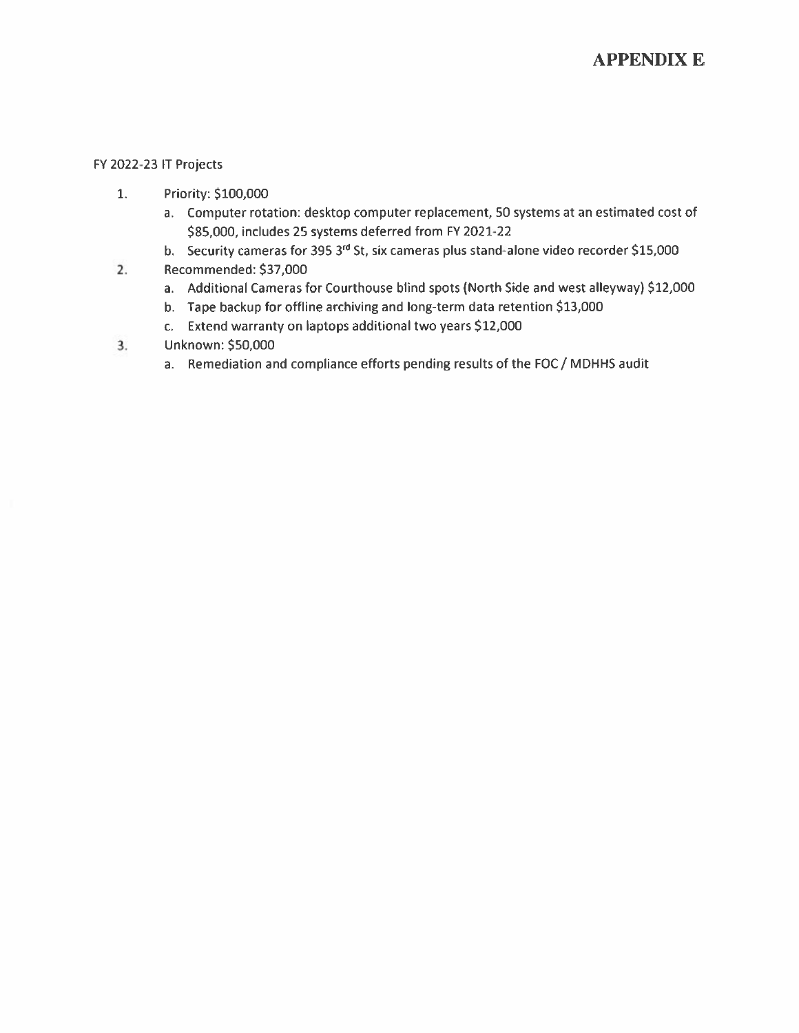# APPENDIX E

FY 2022-23 IT Projects

1. Priority: $100,000
   a. Computer rotation: desktop computer replacement, 50 systems at an estimated cost of $85,000, includes 25 systems deferred from FY 2021-22
   b. Security cameras for 395 3rd St, six cameras plus stand-alone video recorder $15,000
2. Recommended: $37,000
   a. Additional Cameras for Courthouse blind spots (North Side and west alleyway) $12,000
   b. Tape backup for offline archiving and long-term data retention $13,000
   c. Extend warranty on laptops additional two years $12,000
3. Unknown: $50,000
   a. Remediation and compliance efforts pending results of the FOC / MDHHS audit